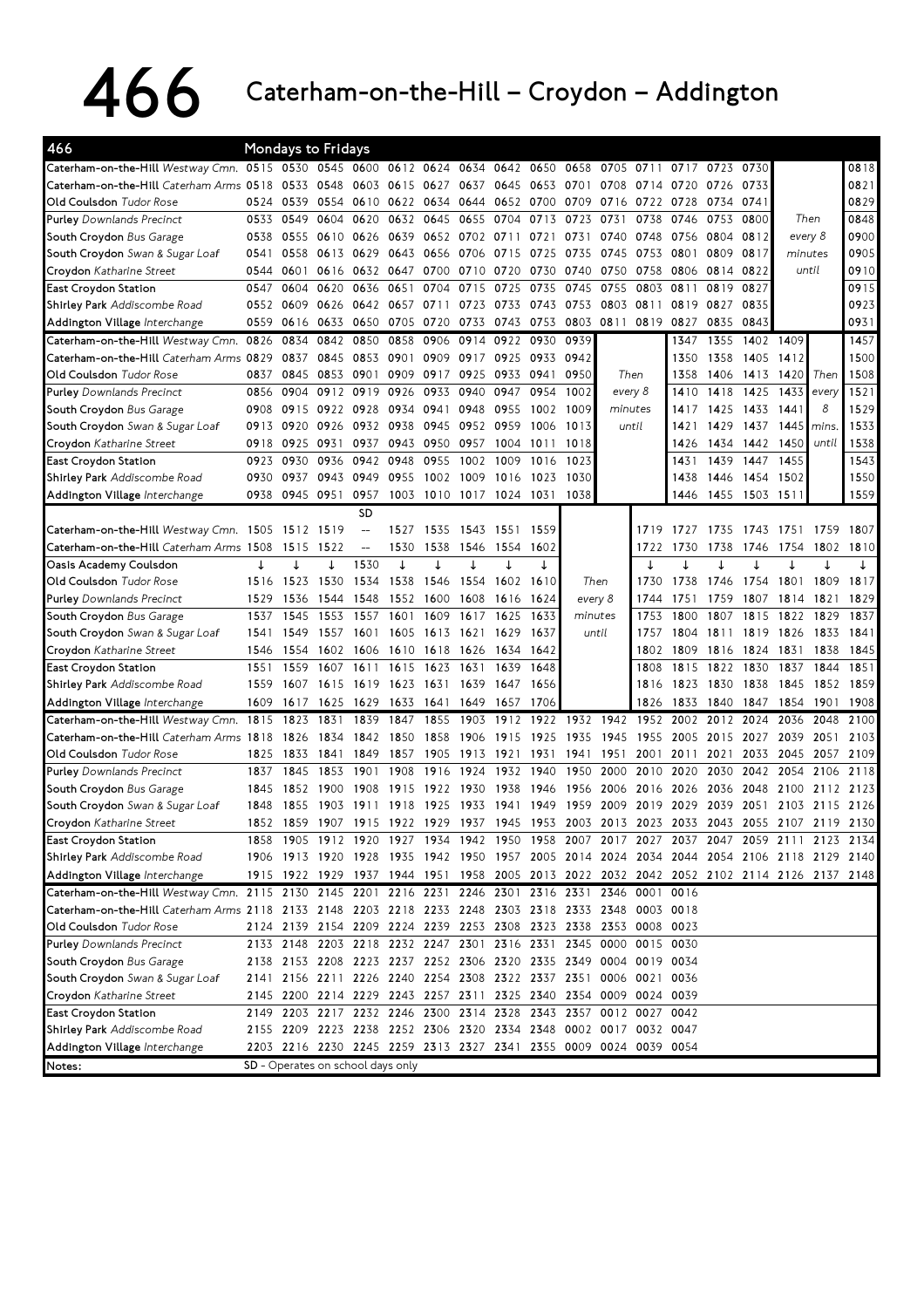# 466 Caterham-on-the-Hill – Croydon – Addington

## Mondays to Fridays

| 466 | | | | | | | | | | | | | | | | | |
|---|---|---|---|---|---|---|---|---|---|---|---|---|---|---|---|---|---|
| **Caterham-on-the-Hill** *Westway Cmn.* | 0515 | 0530 | 0545 | 0600 | 0612 | 0624 | 0634 | 0642 | 0650 | 0658 | 0705 | 0711 | 0717 | 0723 | 0730 | Then every 8 minutes until | 0818 |
| **Caterham-on-the-Hill** *Caterham Arms* | 0518 | 0533 | 0548 | 0603 | 0615 | 0627 | 0637 | 0645 | 0653 | 0701 | 0708 | 0714 | 0720 | 0726 | 0733 | | 0821 |
| **Old Coulsdon** *Tudor Rose* | 0524 | 0539 | 0554 | 0610 | 0622 | 0634 | 0644 | 0652 | 0700 | 0709 | 0716 | 0722 | 0728 | 0734 | 0741 | | 0829 |
| **Purley** *Downlands Precinct* | 0533 | 0549 | 0604 | 0620 | 0632 | 0645 | 0655 | 0704 | 0713 | 0723 | 0731 | 0738 | 0746 | 0753 | 0800 | | 0848 |
| **South Croydon** *Bus Garage* | 0538 | 0555 | 0610 | 0626 | 0639 | 0652 | 0702 | 0711 | 0721 | 0731 | 0740 | 0748 | 0756 | 0804 | 0812 | | 0900 |
| **South Croydon** *Swan & Sugar Loaf* | 0541 | 0558 | 0613 | 0629 | 0643 | 0656 | 0706 | 0715 | 0725 | 0735 | 0745 | 0753 | 0801 | 0809 | 0817 | | 0905 |
| **Croydon** *Katharine Street* | 0544 | 0601 | 0616 | 0632 | 0647 | 0700 | 0710 | 0720 | 0730 | 0740 | 0750 | 0758 | 0806 | 0814 | 0822 | | 0910 |
| **East Croydon Station** | 0547 | 0604 | 0620 | 0636 | 0651 | 0704 | 0715 | 0725 | 0735 | 0745 | 0755 | 0803 | 0811 | 0819 | 0827 | | 0915 |
| **Shirley Park** *Addiscombe Road* | 0552 | 0609 | 0626 | 0642 | 0657 | 0711 | 0723 | 0733 | 0743 | 0753 | 0803 | 0811 | 0819 | 0827 | 0835 | | 0923 |
| **Addington Village** *Interchange* | 0559 | 0616 | 0633 | 0650 | 0705 | 0720 | 0733 | 0743 | 0753 | 0803 | 0811 | 0819 | 0827 | 0835 | 0843 | | 0931 |

| 466 | | | | | | | | | | | | | | | | | |
|---|---|---|---|---|---|---|---|---|---|---|---|---|---|---|---|---|---|
| **Caterham-on-the-Hill** *Westway Cmn.* | 0826 | 0834 | 0842 | 0850 | 0858 | 0906 | 0914 | 0922 | 0930 | 0939 | Then every 8 minutes until | 1347 | 1355 | 1402 | 1409 | Then every 8 mins. until | 1457 |
| **Caterham-on-the-Hill** *Caterham Arms* | 0829 | 0837 | 0845 | 0853 | 0901 | 0909 | 0917 | 0925 | 0933 | 0942 | | 1350 | 1358 | 1405 | 1412 | | 1500 |
| **Old Coulsdon** *Tudor Rose* | 0837 | 0845 | 0853 | 0901 | 0909 | 0917 | 0925 | 0933 | 0941 | 0950 | | 1358 | 1406 | 1413 | 1420 | | 1508 |
| **Purley** *Downlands Precinct* | 0856 | 0904 | 0912 | 0919 | 0926 | 0933 | 0940 | 0947 | 0954 | 1002 | | 1410 | 1418 | 1425 | 1433 | | 1521 |
| **South Croydon** *Bus Garage* | 0908 | 0915 | 0922 | 0928 | 0934 | 0941 | 0948 | 0955 | 1002 | 1009 | | 1417 | 1425 | 1433 | 1441 | | 1529 |
| **South Croydon** *Swan & Sugar Loaf* | 0913 | 0920 | 0926 | 0932 | 0938 | 0945 | 0952 | 0959 | 1006 | 1013 | | 1421 | 1429 | 1437 | 1445 | | 1533 |
| **Croydon** *Katharine Street* | 0918 | 0925 | 0931 | 0937 | 0943 | 0950 | 0957 | 1004 | 1011 | 1018 | | 1426 | 1434 | 1442 | 1450 | | 1538 |
| **East Croydon Station** | 0923 | 0930 | 0936 | 0942 | 0948 | 0955 | 1002 | 1009 | 1016 | 1023 | | 1431 | 1439 | 1447 | 1455 | | 1543 |
| **Shirley Park** *Addiscombe Road* | 0930 | 0937 | 0943 | 0949 | 0955 | 1002 | 1009 | 1016 | 1023 | 1030 | | 1438 | 1446 | 1454 | 1502 | | 1550 |
| **Addington Village** *Interchange* | 0938 | 0945 | 0951 | 0957 | 1003 | 1010 | 1017 | 1024 | 1031 | 1038 | | 1446 | 1455 | 1503 | 1511 | | 1559 |

| 466 | | | | SD | | | | | | | | | | | | | |
|---|---|---|---|---|---|---|---|---|---|---|---|---|---|---|---|---|---|
| **Caterham-on-the-Hill** *Westway Cmn.* | 1505 | 1512 | 1519 | -- | 1527 | 1535 | 1543 | 1551 | 1559 | Then every 8 minutes until | 1719 | 1727 | 1735 | 1743 | 1751 | 1759 | 1807 |
| **Caterham-on-the-Hill** *Caterham Arms* | 1508 | 1515 | 1522 | -- | 1530 | 1538 | 1546 | 1554 | 1602 | | 1722 | 1730 | 1738 | 1746 | 1754 | 1802 | 1810 |
| **Oasis Academy Coulsdon** | ↓ | ↓ | ↓ | 1530 | ↓ | ↓ | ↓ | ↓ | ↓ | | ↓ | ↓ | ↓ | ↓ | ↓ | ↓ | ↓ |
| **Old Coulsdon** *Tudor Rose* | 1516 | 1523 | 1530 | 1534 | 1538 | 1546 | 1554 | 1602 | 1610 | | 1730 | 1738 | 1746 | 1754 | 1801 | 1809 | 1817 |
| **Purley** *Downlands Precinct* | 1529 | 1536 | 1544 | 1548 | 1552 | 1600 | 1608 | 1616 | 1624 | | 1744 | 1751 | 1759 | 1807 | 1814 | 1821 | 1829 |
| **South Croydon** *Bus Garage* | 1537 | 1545 | 1553 | 1557 | 1601 | 1609 | 1617 | 1625 | 1633 | | 1753 | 1800 | 1807 | 1815 | 1822 | 1829 | 1837 |
| **South Croydon** *Swan & Sugar Loaf* | 1541 | 1549 | 1557 | 1601 | 1605 | 1613 | 1621 | 1629 | 1637 | | 1757 | 1804 | 1811 | 1819 | 1826 | 1833 | 1841 |
| **Croydon** *Katharine Street* | 1546 | 1554 | 1602 | 1606 | 1610 | 1618 | 1626 | 1634 | 1642 | | 1802 | 1809 | 1816 | 1824 | 1831 | 1838 | 1845 |
| **East Croydon Station** | 1551 | 1559 | 1607 | 1611 | 1615 | 1623 | 1631 | 1639 | 1648 | | 1808 | 1815 | 1822 | 1830 | 1837 | 1844 | 1851 |
| **Shirley Park** *Addiscombe Road* | 1559 | 1607 | 1615 | 1619 | 1623 | 1631 | 1639 | 1647 | 1656 | | 1816 | 1823 | 1830 | 1838 | 1845 | 1852 | 1859 |
| **Addington Village** *Interchange* | 1609 | 1617 | 1625 | 1629 | 1633 | 1641 | 1649 | 1657 | 1706 | | 1826 | 1833 | 1840 | 1847 | 1854 | 1901 | 1908 |

| 466 | | | | | | | | | | | | | | | | | | |
|---|---|---|---|---|---|---|---|---|---|---|---|---|---|---|---|---|---|---|
| **Caterham-on-the-Hill** *Westway Cmn.* | 1815 | 1823 | 1831 | 1839 | 1847 | 1855 | 1903 | 1912 | 1922 | 1932 | 1942 | 1952 | 2002 | 2012 | 2024 | 2036 | 2048 | 2100 |
| **Caterham-on-the-Hill** *Caterham Arms* | 1818 | 1826 | 1834 | 1842 | 1850 | 1858 | 1906 | 1915 | 1925 | 1935 | 1945 | 1955 | 2005 | 2015 | 2027 | 2039 | 2051 | 2103 |
| **Old Coulsdon** *Tudor Rose* | 1825 | 1833 | 1841 | 1849 | 1857 | 1905 | 1913 | 1921 | 1931 | 1941 | 1951 | 2001 | 2011 | 2021 | 2033 | 2045 | 2057 | 2109 |
| **Purley** *Downlands Precinct* | 1837 | 1845 | 1853 | 1901 | 1908 | 1916 | 1924 | 1932 | 1940 | 1950 | 2000 | 2010 | 2020 | 2030 | 2042 | 2054 | 2106 | 2118 |
| **South Croydon** *Bus Garage* | 1845 | 1852 | 1900 | 1908 | 1915 | 1922 | 1930 | 1938 | 1946 | 1956 | 2006 | 2016 | 2026 | 2036 | 2048 | 2100 | 2112 | 2123 |
| **South Croydon** *Swan & Sugar Loaf* | 1848 | 1855 | 1903 | 1911 | 1918 | 1925 | 1933 | 1941 | 1949 | 1959 | 2009 | 2019 | 2029 | 2039 | 2051 | 2103 | 2115 | 2126 |
| **Croydon** *Katharine Street* | 1852 | 1859 | 1907 | 1915 | 1922 | 1929 | 1937 | 1945 | 1953 | 2003 | 2013 | 2023 | 2033 | 2043 | 2055 | 2107 | 2119 | 2130 |
| **East Croydon Station** | 1858 | 1905 | 1912 | 1920 | 1927 | 1934 | 1942 | 1950 | 1958 | 2007 | 2017 | 2027 | 2037 | 2047 | 2059 | 2111 | 2123 | 2134 |
| **Shirley Park** *Addiscombe Road* | 1906 | 1913 | 1920 | 1928 | 1935 | 1942 | 1950 | 1957 | 2005 | 2014 | 2024 | 2034 | 2044 | 2054 | 2106 | 2118 | 2129 | 2140 |
| **Addington Village** *Interchange* | 1915 | 1922 | 1929 | 1937 | 1944 | 1951 | 1958 | 2005 | 2013 | 2022 | 2032 | 2042 | 2052 | 2102 | 2114 | 2126 | 2137 | 2148 |

| 466 | | | | | | | | | | | | | |
|---|---|---|---|---|---|---|---|---|---|---|---|---|---|
| **Caterham-on-the-Hill** *Westway Cmn.* | 2115 | 2130 | 2145 | 2201 | 2216 | 2231 | 2246 | 2301 | 2316 | 2331 | 2346 | 0001 | 0016 |
| **Caterham-on-the-Hill** *Caterham Arms* | 2118 | 2133 | 2148 | 2203 | 2218 | 2233 | 2248 | 2303 | 2318 | 2333 | 2348 | 0003 | 0018 |
| **Old Coulsdon** *Tudor Rose* | 2124 | 2139 | 2154 | 2209 | 2224 | 2239 | 2253 | 2308 | 2323 | 2338 | 2353 | 0008 | 0023 |
| **Purley** *Downlands Precinct* | 2133 | 2148 | 2203 | 2218 | 2232 | 2247 | 2301 | 2316 | 2331 | 2345 | 0000 | 0015 | 0030 |
| **South Croydon** *Bus Garage* | 2138 | 2153 | 2208 | 2223 | 2237 | 2252 | 2306 | 2320 | 2335 | 2349 | 0004 | 0019 | 0034 |
| **South Croydon** *Swan & Sugar Loaf* | 2141 | 2156 | 2211 | 2226 | 2240 | 2254 | 2308 | 2322 | 2337 | 2351 | 0006 | 0021 | 0036 |
| **Croydon** *Katharine Street* | 2145 | 2200 | 2214 | 2229 | 2243 | 2257 | 2311 | 2325 | 2340 | 2354 | 0009 | 0024 | 0039 |
| **East Croydon Station** | 2149 | 2203 | 2217 | 2232 | 2246 | 2300 | 2314 | 2328 | 2343 | 2357 | 0012 | 0027 | 0042 |
| **Shirley Park** *Addiscombe Road* | 2155 | 2209 | 2223 | 2238 | 2252 | 2306 | 2320 | 2334 | 2348 | 0002 | 0017 | 0032 | 0047 |
| **Addington Village** *Interchange* | 2203 | 2216 | 2230 | 2245 | 2259 | 2313 | 2327 | 2341 | 2355 | 0009 | 0024 | 0039 | 0054 |

Notes: SD - Operates on school days only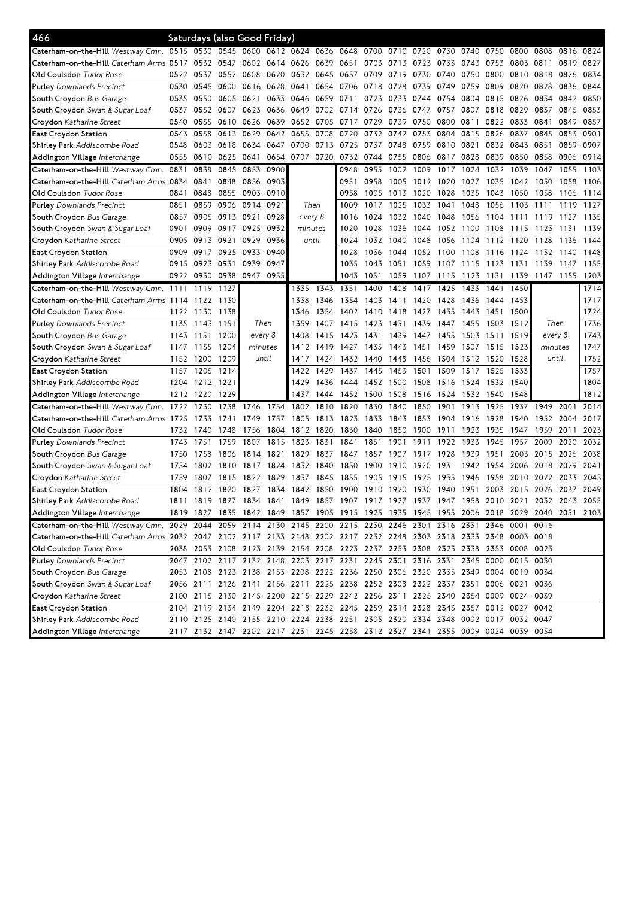# 466 Saturdays (also Good Friday)

| Stop | | | | | | | | | | | | | | | | | | |
|---|---|---|---|---|---|---|---|---|---|---|---|---|---|---|---|---|---|---|
| Caterham-on-the-Hill *Westway Cmn.* | 0515 | 0530 | 0545 | 0600 | 0612 | 0624 | 0636 | 0648 | 0700 | 0710 | 0720 | 0730 | 0740 | 0750 | 0800 | 0808 | 0816 | 0824 |
| Caterham-on-the-Hill *Caterham Arms* | 0517 | 0532 | 0547 | 0602 | 0614 | 0626 | 0639 | 0651 | 0703 | 0713 | 0723 | 0733 | 0743 | 0753 | 0803 | 0811 | 0819 | 0827 |
| Old Coulsdon *Tudor Rose* | 0522 | 0537 | 0552 | 0608 | 0620 | 0632 | 0645 | 0657 | 0709 | 0719 | 0730 | 0740 | 0750 | 0800 | 0810 | 0818 | 0826 | 0834 |
| Purley *Downlands Precinct* | 0530 | 0545 | 0600 | 0616 | 0628 | 0641 | 0654 | 0706 | 0718 | 0728 | 0739 | 0749 | 0759 | 0809 | 0820 | 0828 | 0836 | 0844 |
| South Croydon *Bus Garage* | 0535 | 0550 | 0605 | 0621 | 0633 | 0646 | 0659 | 0711 | 0723 | 0733 | 0744 | 0754 | 0804 | 0815 | 0826 | 0834 | 0842 | 0850 |
| South Croydon *Swan & Sugar Loaf* | 0537 | 0552 | 0607 | 0623 | 0636 | 0649 | 0702 | 0714 | 0726 | 0736 | 0747 | 0757 | 0807 | 0818 | 0829 | 0837 | 0845 | 0853 |
| Croydon *Katharine Street* | 0540 | 0555 | 0610 | 0626 | 0639 | 0652 | 0705 | 0717 | 0729 | 0739 | 0750 | 0800 | 0811 | 0822 | 0833 | 0841 | 0849 | 0857 |
| East Croydon Station | 0543 | 0558 | 0613 | 0629 | 0642 | 0655 | 0708 | 0720 | 0732 | 0742 | 0753 | 0804 | 0815 | 0826 | 0837 | 0845 | 0853 | 0901 |
| Shirley Park *Addiscombe Road* | 0548 | 0603 | 0618 | 0634 | 0647 | 0700 | 0713 | 0725 | 0737 | 0748 | 0759 | 0810 | 0821 | 0832 | 0843 | 0851 | 0859 | 0907 |
| Addington Village *Interchange* | 0555 | 0610 | 0625 | 0641 | 0654 | 0707 | 0720 | 0732 | 0744 | 0755 | 0806 | 0817 | 0828 | 0839 | 0850 | 0858 | 0906 | 0914 |

| Stop | | | | | | | | | | | | | | | | | | |
|---|---|---|---|---|---|---|---|---|---|---|---|---|---|---|---|---|---|---|
| Caterham-on-the-Hill *Westway Cmn.* | 0831 | 0838 | 0845 | 0853 | 0900 | Then every 8 minutes until | | 0948 | 0955 | 1002 | 1009 | 1017 | 1024 | 1032 | 1039 | 1047 | 1055 | 1103 |
| Caterham-on-the-Hill *Caterham Arms* | 0834 | 0841 | 0848 | 0856 | 0903 | | | 0951 | 0958 | 1005 | 1012 | 1020 | 1027 | 1035 | 1042 | 1050 | 1058 | 1106 |
| Old Coulsdon *Tudor Rose* | 0841 | 0848 | 0855 | 0903 | 0910 | | | 0958 | 1005 | 1013 | 1020 | 1028 | 1035 | 1043 | 1050 | 1058 | 1106 | 1114 |
| Purley *Downlands Precinct* | 0851 | 0859 | 0906 | 0914 | 0921 | | | 1009 | 1017 | 1025 | 1033 | 1041 | 1048 | 1056 | 1103 | 1111 | 1119 | 1127 |
| South Croydon *Bus Garage* | 0857 | 0905 | 0913 | 0921 | 0928 | | | 1016 | 1024 | 1032 | 1040 | 1048 | 1056 | 1104 | 1111 | 1119 | 1127 | 1135 |
| South Croydon *Swan & Sugar Loaf* | 0901 | 0909 | 0917 | 0925 | 0932 | | | 1020 | 1028 | 1036 | 1044 | 1052 | 1100 | 1108 | 1115 | 1123 | 1131 | 1139 |
| Croydon *Katharine Street* | 0905 | 0913 | 0921 | 0929 | 0936 | | | 1024 | 1032 | 1040 | 1048 | 1056 | 1104 | 1112 | 1120 | 1128 | 1136 | 1144 |
| East Croydon Station | 0909 | 0917 | 0925 | 0933 | 0940 | | | 1028 | 1036 | 1044 | 1052 | 1100 | 1108 | 1116 | 1124 | 1132 | 1140 | 1148 |
| Shirley Park *Addiscombe Road* | 0915 | 0923 | 0931 | 0939 | 0947 | | | 1035 | 1043 | 1051 | 1059 | 1107 | 1115 | 1123 | 1131 | 1139 | 1147 | 1155 |
| Addington Village *Interchange* | 0922 | 0930 | 0938 | 0947 | 0955 | | | 1043 | 1051 | 1059 | 1107 | 1115 | 1123 | 1131 | 1139 | 1147 | 1155 | 1203 |

| Stop | | | | | | | | | | | | | | | | | | |
|---|---|---|---|---|---|---|---|---|---|---|---|---|---|---|---|---|---|---|
| Caterham-on-the-Hill *Westway Cmn.* | 1111 | 1119 | 1127 | Then every 8 minutes until | | 1335 | 1343 | 1351 | 1400 | 1408 | 1417 | 1425 | 1433 | 1441 | 1450 | Then every 8 minutes until | | 1714 |
| Caterham-on-the-Hill *Caterham Arms* | 1114 | 1122 | 1130 | | | 1338 | 1346 | 1354 | 1403 | 1411 | 1420 | 1428 | 1436 | 1444 | 1453 | | | 1717 |
| Old Coulsdon *Tudor Rose* | 1122 | 1130 | 1138 | | | 1346 | 1354 | 1402 | 1410 | 1418 | 1427 | 1435 | 1443 | 1451 | 1500 | | | 1724 |
| Purley *Downlands Precinct* | 1135 | 1143 | 1151 | | | 1359 | 1407 | 1415 | 1423 | 1431 | 1439 | 1447 | 1455 | 1503 | 1512 | | | 1736 |
| South Croydon *Bus Garage* | 1143 | 1151 | 1200 | | | 1408 | 1415 | 1423 | 1431 | 1439 | 1447 | 1455 | 1503 | 1511 | 1519 | | | 1743 |
| South Croydon *Swan & Sugar Loaf* | 1147 | 1155 | 1204 | | | 1412 | 1419 | 1427 | 1435 | 1443 | 1451 | 1459 | 1507 | 1515 | 1523 | | | 1747 |
| Croydon *Katharine Street* | 1152 | 1200 | 1209 | | | 1417 | 1424 | 1432 | 1440 | 1448 | 1456 | 1504 | 1512 | 1520 | 1528 | | | 1752 |
| East Croydon Station | 1157 | 1205 | 1214 | | | 1422 | 1429 | 1437 | 1445 | 1453 | 1501 | 1509 | 1517 | 1525 | 1533 | | | 1757 |
| Shirley Park *Addiscombe Road* | 1204 | 1212 | 1221 | | | 1429 | 1436 | 1444 | 1452 | 1500 | 1508 | 1516 | 1524 | 1532 | 1540 | | | 1804 |
| Addington Village *Interchange* | 1212 | 1220 | 1229 | | | 1437 | 1444 | 1452 | 1500 | 1508 | 1516 | 1524 | 1532 | 1540 | 1548 | | | 1812 |

| Stop | | | | | | | | | | | | | | | | | | |
|---|---|---|---|---|---|---|---|---|---|---|---|---|---|---|---|---|---|---|
| Caterham-on-the-Hill *Westway Cmn.* | 1722 | 1730 | 1738 | 1746 | 1754 | 1802 | 1810 | 1820 | 1830 | 1840 | 1850 | 1901 | 1913 | 1925 | 1937 | 1949 | 2001 | 2014 |
| Caterham-on-the-Hill *Caterham Arms* | 1725 | 1733 | 1741 | 1749 | 1757 | 1805 | 1813 | 1823 | 1833 | 1843 | 1853 | 1904 | 1916 | 1928 | 1940 | 1952 | 2004 | 2017 |
| Old Coulsdon *Tudor Rose* | 1732 | 1740 | 1748 | 1756 | 1804 | 1812 | 1820 | 1830 | 1840 | 1850 | 1900 | 1911 | 1923 | 1935 | 1947 | 1959 | 2011 | 2023 |
| Purley *Downlands Precinct* | 1743 | 1751 | 1759 | 1807 | 1815 | 1823 | 1831 | 1841 | 1851 | 1901 | 1911 | 1922 | 1933 | 1945 | 1957 | 2009 | 2020 | 2032 |
| South Croydon *Bus Garage* | 1750 | 1758 | 1806 | 1814 | 1821 | 1829 | 1837 | 1847 | 1857 | 1907 | 1917 | 1928 | 1939 | 1951 | 2003 | 2015 | 2026 | 2038 |
| South Croydon *Swan & Sugar Loaf* | 1754 | 1802 | 1810 | 1817 | 1824 | 1832 | 1840 | 1850 | 1900 | 1910 | 1920 | 1931 | 1942 | 1954 | 2006 | 2018 | 2029 | 2041 |
| Croydon *Katharine Street* | 1759 | 1807 | 1815 | 1822 | 1829 | 1837 | 1845 | 1855 | 1905 | 1915 | 1925 | 1935 | 1946 | 1958 | 2010 | 2022 | 2033 | 2045 |
| East Croydon Station | 1804 | 1812 | 1820 | 1827 | 1834 | 1842 | 1850 | 1900 | 1910 | 1920 | 1930 | 1940 | 1951 | 2003 | 2015 | 2026 | 2037 | 2049 |
| Shirley Park *Addiscombe Road* | 1811 | 1819 | 1827 | 1834 | 1841 | 1849 | 1857 | 1907 | 1917 | 1927 | 1937 | 1947 | 1958 | 2010 | 2021 | 2032 | 2043 | 2055 |
| Addington Village *Interchange* | 1819 | 1827 | 1835 | 1842 | 1849 | 1857 | 1905 | 1915 | 1925 | 1935 | 1945 | 1955 | 2006 | 2018 | 2029 | 2040 | 2051 | 2103 |

| Stop | | | | | | | | | | | | | | | |
|---|---|---|---|---|---|---|---|---|---|---|---|---|---|---|---|
| Caterham-on-the-Hill *Westway Cmn.* | 2029 | 2044 | 2059 | 2114 | 2130 | 2145 | 2200 | 2215 | 2230 | 2246 | 2301 | 2316 | 2331 | 2346 | 0001 | 0016 |
| Caterham-on-the-Hill *Caterham Arms* | 2032 | 2047 | 2102 | 2117 | 2133 | 2148 | 2202 | 2217 | 2232 | 2248 | 2303 | 2318 | 2333 | 2348 | 0003 | 0018 |
| Old Coulsdon *Tudor Rose* | 2038 | 2053 | 2108 | 2123 | 2139 | 2154 | 2208 | 2223 | 2237 | 2253 | 2308 | 2323 | 2338 | 2353 | 0008 | 0023 |
| Purley *Downlands Precinct* | 2047 | 2102 | 2117 | 2132 | 2148 | 2203 | 2217 | 2231 | 2245 | 2301 | 2316 | 2331 | 2345 | 0000 | 0015 | 0030 |
| South Croydon *Bus Garage* | 2053 | 2108 | 2123 | 2138 | 2153 | 2208 | 2222 | 2236 | 2250 | 2306 | 2320 | 2335 | 2349 | 0004 | 0019 | 0034 |
| South Croydon *Swan & Sugar Loaf* | 2056 | 2111 | 2126 | 2141 | 2156 | 2211 | 2225 | 2238 | 2252 | 2308 | 2322 | 2337 | 2351 | 0006 | 0021 | 0036 |
| Croydon *Katharine Street* | 2100 | 2115 | 2130 | 2145 | 2200 | 2215 | 2229 | 2242 | 2256 | 2311 | 2325 | 2340 | 2354 | 0009 | 0024 | 0039 |
| East Croydon Station | 2104 | 2119 | 2134 | 2149 | 2204 | 2218 | 2232 | 2245 | 2259 | 2314 | 2328 | 2343 | 2357 | 0012 | 0027 | 0042 |
| Shirley Park *Addiscombe Road* | 2110 | 2125 | 2140 | 2155 | 2210 | 2224 | 2238 | 2251 | 2305 | 2320 | 2334 | 2348 | 0002 | 0017 | 0032 | 0047 |
| Addington Village *Interchange* | 2117 | 2132 | 2147 | 2202 | 2217 | 2231 | 2245 | 2258 | 2312 | 2327 | 2341 | 2355 | 0009 | 0024 | 0039 | 0054 |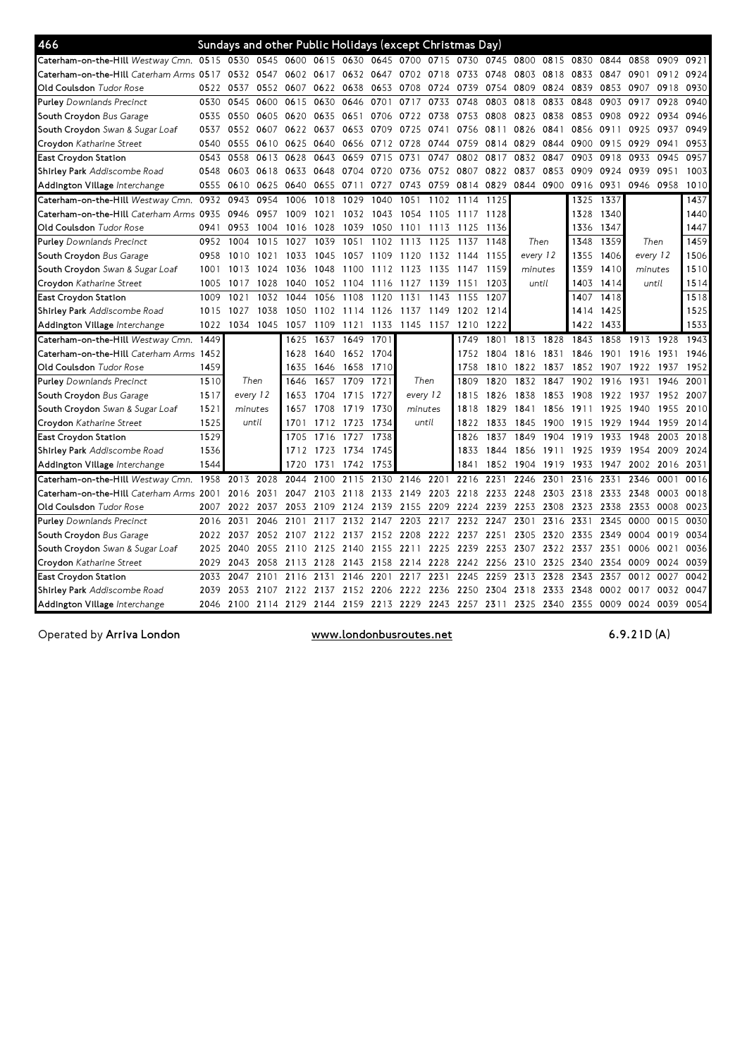# 466 Sundays and other Public Holidays (except Christmas Day)

| Stop | | | | | | | | | | | | | | | | | | |
|---|---|---|---|---|---|---|---|---|---|---|---|---|---|---|---|---|---|---|
| **Caterham-on-the-Hill** *Westway Cmn.* | 0515 | 0530 | 0545 | 0600 | 0615 | 0630 | 0645 | 0700 | 0715 | 0730 | 0745 | 0800 | 0815 | 0830 | 0844 | 0858 | 0909 | 0921 |
| **Caterham-on-the-Hill** *Caterham Arms* | 0517 | 0532 | 0547 | 0602 | 0617 | 0632 | 0647 | 0702 | 0718 | 0733 | 0748 | 0803 | 0818 | 0833 | 0847 | 0901 | 0912 | 0924 |
| **Old Coulsdon** *Tudor Rose* | 0522 | 0537 | 0552 | 0607 | 0622 | 0638 | 0653 | 0708 | 0724 | 0739 | 0754 | 0809 | 0824 | 0839 | 0853 | 0907 | 0918 | 0930 |
| **Purley** *Downlands Precinct* | 0530 | 0545 | 0600 | 0615 | 0630 | 0646 | 0701 | 0717 | 0733 | 0748 | 0803 | 0818 | 0833 | 0848 | 0903 | 0917 | 0928 | 0940 |
| **South Croydon** *Bus Garage* | 0535 | 0550 | 0605 | 0620 | 0635 | 0651 | 0706 | 0722 | 0738 | 0753 | 0808 | 0823 | 0838 | 0853 | 0908 | 0922 | 0934 | 0946 |
| **South Croydon** *Swan & Sugar Loaf* | 0537 | 0552 | 0607 | 0622 | 0637 | 0653 | 0709 | 0725 | 0741 | 0756 | 0811 | 0826 | 0841 | 0856 | 0911 | 0925 | 0937 | 0949 |
| **Croydon** *Katharine Street* | 0540 | 0555 | 0610 | 0625 | 0640 | 0656 | 0712 | 0728 | 0744 | 0759 | 0814 | 0829 | 0844 | 0900 | 0915 | 0929 | 0941 | 0953 |
| **East Croydon Station** | 0543 | 0558 | 0613 | 0628 | 0643 | 0659 | 0715 | 0731 | 0747 | 0802 | 0817 | 0832 | 0847 | 0903 | 0918 | 0933 | 0945 | 0957 |
| **Shirley Park** *Addiscombe Road* | 0548 | 0603 | 0618 | 0633 | 0648 | 0704 | 0720 | 0736 | 0752 | 0807 | 0822 | 0837 | 0853 | 0909 | 0924 | 0939 | 0951 | 1003 |
| **Addington Village** *Interchange* | 0555 | 0610 | 0625 | 0640 | 0655 | 0711 | 0727 | 0743 | 0759 | 0814 | 0829 | 0844 | 0900 | 0916 | 0931 | 0946 | 0958 | 1010 |

| Stop | | | | | | | | | | | | | | | | | | |
|---|---|---|---|---|---|---|---|---|---|---|---|---|---|---|---|---|---|---|
| **Caterham-on-the-Hill** *Westway Cmn.* | 0932 | 0943 | 0954 | 1006 | 1018 | 1029 | 1040 | 1051 | 1102 | 1114 | 1125 | Then every 12 minutes until | | 1325 | 1337 | Then every 12 minutes until | | 1437 |
| **Caterham-on-the-Hill** *Caterham Arms* | 0935 | 0946 | 0957 | 1009 | 1021 | 1032 | 1043 | 1054 | 1105 | 1117 | 1128 | | | 1328 | 1340 | | | 1440 |
| **Old Coulsdon** *Tudor Rose* | 0941 | 0953 | 1004 | 1016 | 1028 | 1039 | 1050 | 1101 | 1113 | 1125 | 1136 | | | 1336 | 1347 | | | 1447 |
| **Purley** *Downlands Precinct* | 0952 | 1004 | 1015 | 1027 | 1039 | 1051 | 1102 | 1113 | 1125 | 1137 | 1148 | | | 1348 | 1359 | | | 1459 |
| **South Croydon** *Bus Garage* | 0958 | 1010 | 1021 | 1033 | 1045 | 1057 | 1109 | 1120 | 1132 | 1144 | 1155 | | | 1355 | 1406 | | | 1506 |
| **South Croydon** *Swan & Sugar Loaf* | 1001 | 1013 | 1024 | 1036 | 1048 | 1100 | 1112 | 1123 | 1135 | 1147 | 1159 | | | 1359 | 1410 | | | 1510 |
| **Croydon** *Katharine Street* | 1005 | 1017 | 1028 | 1040 | 1052 | 1104 | 1116 | 1127 | 1139 | 1151 | 1203 | | | 1403 | 1414 | | | 1514 |
| **East Croydon Station** | 1009 | 1021 | 1032 | 1044 | 1056 | 1108 | 1120 | 1131 | 1143 | 1155 | 1207 | | | 1407 | 1418 | | | 1518 |
| **Shirley Park** *Addiscombe Road* | 1015 | 1027 | 1038 | 1050 | 1102 | 1114 | 1126 | 1137 | 1149 | 1202 | 1214 | | | 1414 | 1425 | | | 1525 |
| **Addington Village** *Interchange* | 1022 | 1034 | 1045 | 1057 | 1109 | 1121 | 1133 | 1145 | 1157 | 1210 | 1222 | | | 1422 | 1433 | | | 1533 |

| Stop | | | | | | | | | | | | | | | | | | |
|---|---|---|---|---|---|---|---|---|---|---|---|---|---|---|---|---|---|---|
| **Caterham-on-the-Hill** *Westway Cmn.* | 1449 | Then every 12 minutes until | | 1625 | 1637 | 1649 | 1701 | Then every 12 minutes until | | 1749 | 1801 | 1813 | 1828 | 1843 | 1858 | 1913 | 1928 | 1943 |
| **Caterham-on-the-Hill** *Caterham Arms* | 1452 | | | 1628 | 1640 | 1652 | 1704 | | | 1752 | 1804 | 1816 | 1831 | 1846 | 1901 | 1916 | 1931 | 1946 |
| **Old Coulsdon** *Tudor Rose* | 1459 | | | 1635 | 1646 | 1658 | 1710 | | | 1758 | 1810 | 1822 | 1837 | 1852 | 1907 | 1922 | 1937 | 1952 |
| **Purley** *Downlands Precinct* | 1510 | | | 1646 | 1657 | 1709 | 1721 | | | 1809 | 1820 | 1832 | 1847 | 1902 | 1916 | 1931 | 1946 | 2001 |
| **South Croydon** *Bus Garage* | 1517 | | | 1653 | 1704 | 1715 | 1727 | | | 1815 | 1826 | 1838 | 1853 | 1908 | 1922 | 1937 | 1952 | 2007 |
| **South Croydon** *Swan & Sugar Loaf* | 1521 | | | 1657 | 1708 | 1719 | 1730 | | | 1818 | 1829 | 1841 | 1856 | 1911 | 1925 | 1940 | 1955 | 2010 |
| **Croydon** *Katharine Street* | 1525 | | | 1701 | 1712 | 1723 | 1734 | | | 1822 | 1833 | 1845 | 1900 | 1915 | 1929 | 1944 | 1959 | 2014 |
| **East Croydon Station** | 1529 | | | 1705 | 1716 | 1727 | 1738 | | | 1826 | 1837 | 1849 | 1904 | 1919 | 1933 | 1948 | 2003 | 2018 |
| **Shirley Park** *Addiscombe Road* | 1536 | | | 1712 | 1723 | 1734 | 1745 | | | 1833 | 1844 | 1856 | 1911 | 1925 | 1939 | 1954 | 2009 | 2024 |
| **Addington Village** *Interchange* | 1544 | | | 1720 | 1731 | 1742 | 1753 | | | 1841 | 1852 | 1904 | 1919 | 1933 | 1947 | 2002 | 2016 | 2031 |

| Stop | | | | | | | | | | | | | | | | | | |
|---|---|---|---|---|---|---|---|---|---|---|---|---|---|---|---|---|---|---|
| **Caterham-on-the-Hill** *Westway Cmn.* | 1958 | 2013 | 2028 | 2044 | 2100 | 2115 | 2130 | 2146 | 2201 | 2216 | 2231 | 2246 | 2301 | 2316 | 2331 | 2346 | 0001 | 0016 |
| **Caterham-on-the-Hill** *Caterham Arms* | 2001 | 2016 | 2031 | 2047 | 2103 | 2118 | 2133 | 2149 | 2203 | 2218 | 2233 | 2248 | 2303 | 2318 | 2333 | 2348 | 0003 | 0018 |
| **Old Coulsdon** *Tudor Rose* | 2007 | 2022 | 2037 | 2053 | 2109 | 2124 | 2139 | 2155 | 2209 | 2224 | 2239 | 2253 | 2308 | 2323 | 2338 | 2353 | 0008 | 0023 |
| **Purley** *Downlands Precinct* | 2016 | 2031 | 2046 | 2101 | 2117 | 2132 | 2147 | 2203 | 2217 | 2232 | 2247 | 2301 | 2316 | 2331 | 2345 | 0000 | 0015 | 0030 |
| **South Croydon** *Bus Garage* | 2022 | 2037 | 2052 | 2107 | 2122 | 2137 | 2152 | 2208 | 2222 | 2237 | 2251 | 2305 | 2320 | 2335 | 2349 | 0004 | 0019 | 0034 |
| **South Croydon** *Swan & Sugar Loaf* | 2025 | 2040 | 2055 | 2110 | 2125 | 2140 | 2155 | 2211 | 2225 | 2239 | 2253 | 2307 | 2322 | 2337 | 2351 | 0006 | 0021 | 0036 |
| **Croydon** *Katharine Street* | 2029 | 2043 | 2058 | 2113 | 2128 | 2143 | 2158 | 2214 | 2228 | 2242 | 2256 | 2310 | 2325 | 2340 | 2354 | 0009 | 0024 | 0039 |
| **East Croydon Station** | 2033 | 2047 | 2101 | 2116 | 2131 | 2146 | 2201 | 2217 | 2231 | 2245 | 2259 | 2313 | 2328 | 2343 | 2357 | 0012 | 0027 | 0042 |
| **Shirley Park** *Addiscombe Road* | 2039 | 2053 | 2107 | 2122 | 2137 | 2152 | 2206 | 2222 | 2236 | 2250 | 2304 | 2318 | 2333 | 2348 | 0002 | 0017 | 0032 | 0047 |
| **Addington Village** *Interchange* | 2046 | 2100 | 2114 | 2129 | 2144 | 2159 | 2213 | 2229 | 2243 | 2257 | 2311 | 2325 | 2340 | 2355 | 0009 | 0024 | 0039 | 0054 |

Operated by **Arriva London** www.londonbusroutes.net 6.9.21D (A)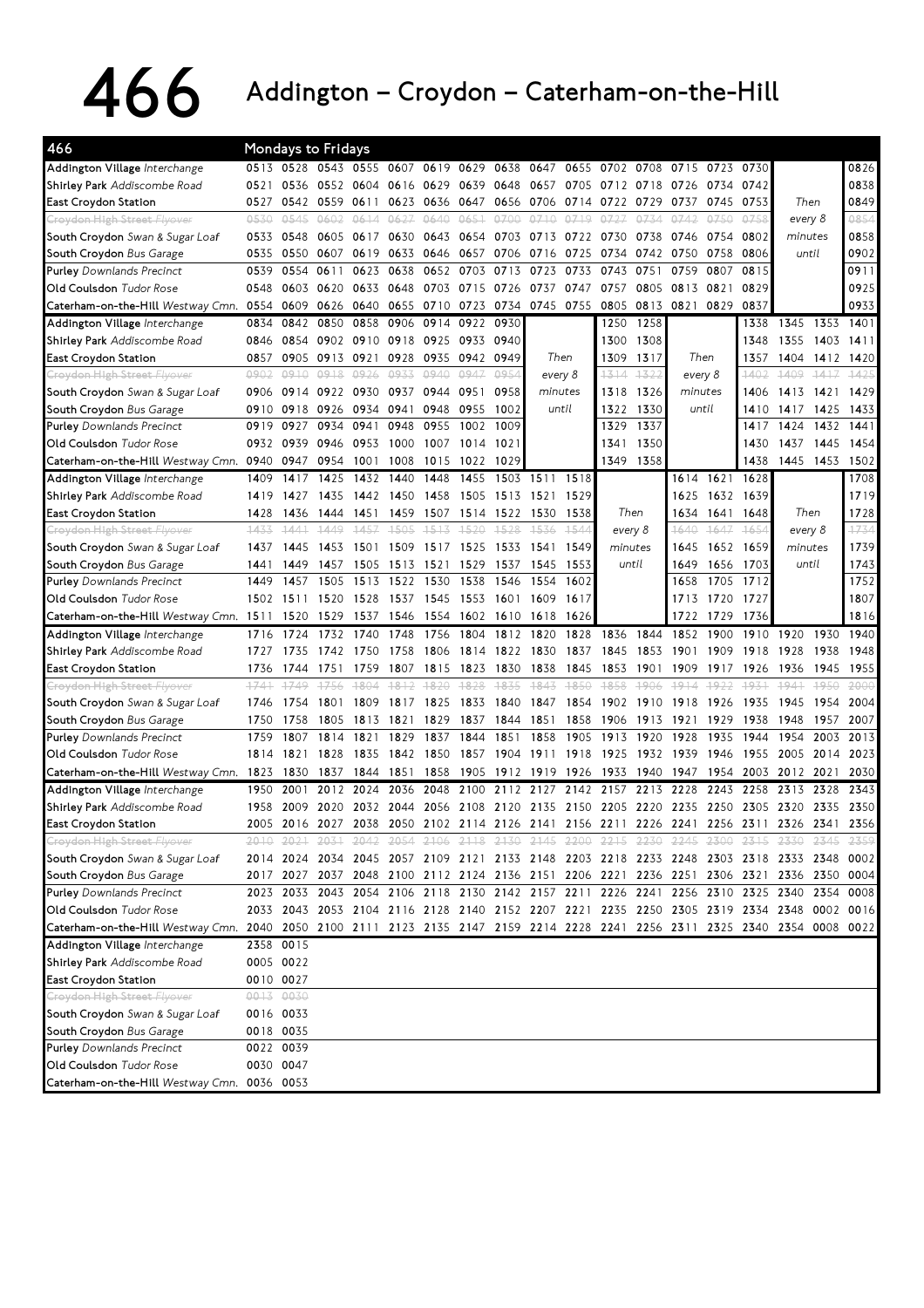# 466 Addington – Croydon – Caterham-on-the-Hill

**Mondays to Fridays**

| 466 | | | | | | | | | | | | | | | | | | |
|---|---|---|---|---|---|---|---|---|---|---|---|---|---|---|---|---|---|---|
| **Addington Village** *Interchange* | 0513 | 0528 | 0543 | 0555 | 0607 | 0619 | 0629 | 0638 | 0647 | 0655 | 0702 | 0708 | 0715 | 0723 | 0730 | | | 0826 |
| **Shirley Park** *Addiscombe Road* | 0521 | 0536 | 0552 | 0604 | 0616 | 0629 | 0639 | 0648 | 0657 | 0705 | 0712 | 0718 | 0726 | 0734 | 0742 | Then | | 0838 |
| **East Croydon Station** | 0527 | 0542 | 0559 | 0611 | 0623 | 0636 | 0647 | 0656 | 0706 | 0714 | 0722 | 0729 | 0737 | 0745 | 0753 | every 8 | | 0849 |
| ~~Croydon High Street *Flyover*~~ | ~~0530~~ | ~~0545~~ | ~~0602~~ | ~~0614~~ | ~~0627~~ | ~~0640~~ | ~~0651~~ | ~~0700~~ | ~~0710~~ | ~~0719~~ | ~~0727~~ | ~~0734~~ | ~~0742~~ | ~~0750~~ | ~~0758~~ | minutes | | ~~0854~~ |
| **South Croydon** *Swan & Sugar Loaf* | 0533 | 0548 | 0605 | 0617 | 0630 | 0643 | 0654 | 0703 | 0713 | 0722 | 0730 | 0738 | 0746 | 0754 | 0802 | until | | 0858 |
| **South Croydon** *Bus Garage* | 0535 | 0550 | 0607 | 0619 | 0633 | 0646 | 0657 | 0706 | 0716 | 0725 | 0734 | 0742 | 0750 | 0758 | 0806 | | | 0902 |
| **Purley** *Downlands Precinct* | 0539 | 0554 | 0611 | 0623 | 0638 | 0652 | 0703 | 0713 | 0723 | 0733 | 0743 | 0751 | 0759 | 0807 | 0815 | | | 0911 |
| **Old Coulsdon** *Tudor Rose* | 0548 | 0603 | 0620 | 0633 | 0648 | 0703 | 0715 | 0726 | 0737 | 0747 | 0757 | 0805 | 0813 | 0821 | 0829 | | | 0925 |
| **Caterham-on-the-Hill** *Westway Cmn.* | 0554 | 0609 | 0626 | 0640 | 0655 | 0710 | 0723 | 0734 | 0745 | 0755 | 0805 | 0813 | 0821 | 0829 | 0837 | | | 0933 |
| **Addington Village** *Interchange* | 0834 | 0842 | 0850 | 0858 | 0906 | 0914 | 0922 | 0930 | | | 1250 | 1258 | | | 1338 | 1345 | 1353 | 1401 |
| **Shirley Park** *Addiscombe Road* | 0846 | 0854 | 0902 | 0910 | 0918 | 0925 | 0933 | 0940 | Then | | 1300 | 1308 | Then | | 1348 | 1355 | 1403 | 1411 |
| **East Croydon Station** | 0857 | 0905 | 0913 | 0921 | 0928 | 0935 | 0942 | 0949 | every 8 | | 1309 | 1317 | every 8 | | 1357 | 1404 | 1412 | 1420 |
| ~~Croydon High Street *Flyover*~~ | ~~0902~~ | ~~0910~~ | ~~0918~~ | ~~0926~~ | ~~0933~~ | ~~0940~~ | ~~0947~~ | ~~0954~~ | minutes | | ~~1314~~ | ~~1322~~ | minutes | | ~~1402~~ | ~~1409~~ | ~~1417~~ | ~~1425~~ |
| **South Croydon** *Swan & Sugar Loaf* | 0906 | 0914 | 0922 | 0930 | 0937 | 0944 | 0951 | 0958 | until | | 1318 | 1326 | until | | 1406 | 1413 | 1421 | 1429 |
| **South Croydon** *Bus Garage* | 0910 | 0918 | 0926 | 0934 | 0941 | 0948 | 0955 | 1002 | | | 1322 | 1330 | | | 1410 | 1417 | 1425 | 1433 |
| **Purley** *Downlands Precinct* | 0919 | 0927 | 0934 | 0941 | 0948 | 0955 | 1002 | 1009 | | | 1329 | 1337 | | | 1417 | 1424 | 1432 | 1441 |
| **Old Coulsdon** *Tudor Rose* | 0932 | 0939 | 0946 | 0953 | 1000 | 1007 | 1014 | 1021 | | | 1341 | 1350 | | | 1430 | 1437 | 1445 | 1454 |
| **Caterham-on-the-Hill** *Westway Cmn.* | 0940 | 0947 | 0954 | 1001 | 1008 | 1015 | 1022 | 1029 | | | 1349 | 1358 | | | 1438 | 1445 | 1453 | 1502 |
| **Addington Village** *Interchange* | 1409 | 1417 | 1425 | 1432 | 1440 | 1448 | 1455 | 1503 | 1511 | 1518 | | | 1614 | 1621 | 1628 | | | 1708 |
| **Shirley Park** *Addiscombe Road* | 1419 | 1427 | 1435 | 1442 | 1450 | 1458 | 1505 | 1513 | 1521 | 1529 | Then | | 1625 | 1632 | 1639 | Then | | 1719 |
| **East Croydon Station** | 1428 | 1436 | 1444 | 1451 | 1459 | 1507 | 1514 | 1522 | 1530 | 1538 | every 8 | | 1634 | 1641 | 1648 | every 8 | | 1728 |
| ~~Croydon High Street *Flyover*~~ | ~~1433~~ | ~~1441~~ | ~~1449~~ | ~~1457~~ | ~~1505~~ | ~~1513~~ | ~~1520~~ | ~~1528~~ | ~~1536~~ | ~~1544~~ | minutes | | ~~1640~~ | ~~1647~~ | ~~1654~~ | minutes | | ~~1734~~ |
| **South Croydon** *Swan & Sugar Loaf* | 1437 | 1445 | 1453 | 1501 | 1509 | 1517 | 1525 | 1533 | 1541 | 1549 | until | | 1645 | 1652 | 1659 | until | | 1739 |
| **South Croydon** *Bus Garage* | 1441 | 1449 | 1457 | 1505 | 1513 | 1521 | 1529 | 1537 | 1545 | 1553 | | | 1649 | 1656 | 1703 | | | 1743 |
| **Purley** *Downlands Precinct* | 1449 | 1457 | 1505 | 1513 | 1522 | 1530 | 1538 | 1546 | 1554 | 1602 | | | 1658 | 1705 | 1712 | | | 1752 |
| **Old Coulsdon** *Tudor Rose* | 1502 | 1511 | 1520 | 1528 | 1537 | 1545 | 1553 | 1601 | 1609 | 1617 | | | 1713 | 1720 | 1727 | | | 1807 |
| **Caterham-on-the-Hill** *Westway Cmn.* | 1511 | 1520 | 1529 | 1537 | 1546 | 1554 | 1602 | 1610 | 1618 | 1626 | | | 1722 | 1729 | 1736 | | | 1816 |
| **Addington Village** *Interchange* | 1716 | 1724 | 1732 | 1740 | 1748 | 1756 | 1804 | 1812 | 1820 | 1828 | 1836 | 1844 | 1852 | 1900 | 1910 | 1920 | 1930 | 1940 |
| **Shirley Park** *Addiscombe Road* | 1727 | 1735 | 1742 | 1750 | 1758 | 1806 | 1814 | 1822 | 1830 | 1837 | 1845 | 1853 | 1901 | 1909 | 1918 | 1928 | 1938 | 1948 |
| **East Croydon Station** | 1736 | 1744 | 1751 | 1759 | 1807 | 1815 | 1823 | 1830 | 1838 | 1845 | 1853 | 1901 | 1909 | 1917 | 1926 | 1936 | 1945 | 1955 |
| ~~Croydon High Street *Flyover*~~ | ~~1741~~ | ~~1749~~ | ~~1756~~ | ~~1804~~ | ~~1812~~ | ~~1820~~ | ~~1828~~ | ~~1835~~ | ~~1843~~ | ~~1850~~ | ~~1858~~ | ~~1906~~ | ~~1914~~ | ~~1922~~ | ~~1931~~ | ~~1941~~ | ~~1950~~ | ~~2000~~ |
| **South Croydon** *Swan & Sugar Loaf* | 1746 | 1754 | 1801 | 1809 | 1817 | 1825 | 1833 | 1840 | 1847 | 1854 | 1902 | 1910 | 1918 | 1926 | 1935 | 1945 | 1954 | 2004 |
| **South Croydon** *Bus Garage* | 1750 | 1758 | 1805 | 1813 | 1821 | 1829 | 1837 | 1844 | 1851 | 1858 | 1906 | 1913 | 1921 | 1929 | 1938 | 1948 | 1957 | 2007 |
| **Purley** *Downlands Precinct* | 1759 | 1807 | 1814 | 1821 | 1829 | 1837 | 1844 | 1851 | 1858 | 1905 | 1913 | 1920 | 1928 | 1935 | 1944 | 1954 | 2003 | 2013 |
| **Old Coulsdon** *Tudor Rose* | 1814 | 1821 | 1828 | 1835 | 1842 | 1850 | 1857 | 1904 | 1911 | 1918 | 1925 | 1932 | 1939 | 1946 | 1955 | 2005 | 2014 | 2023 |
| **Caterham-on-the-Hill** *Westway Cmn.* | 1823 | 1830 | 1837 | 1844 | 1851 | 1858 | 1905 | 1912 | 1919 | 1926 | 1933 | 1940 | 1947 | 1954 | 2003 | 2012 | 2021 | 2030 |
| **Addington Village** *Interchange* | 1950 | 2001 | 2012 | 2024 | 2036 | 2048 | 2100 | 2112 | 2127 | 2142 | 2157 | 2213 | 2228 | 2243 | 2258 | 2313 | 2328 | 2343 |
| **Shirley Park** *Addiscombe Road* | 1958 | 2009 | 2020 | 2032 | 2044 | 2056 | 2108 | 2120 | 2135 | 2150 | 2205 | 2220 | 2235 | 2250 | 2305 | 2320 | 2335 | 2350 |
| **East Croydon Station** | 2005 | 2016 | 2027 | 2038 | 2050 | 2102 | 2114 | 2126 | 2141 | 2156 | 2211 | 2226 | 2241 | 2256 | 2311 | 2326 | 2341 | 2356 |
| ~~Croydon High Street *Flyover*~~ | ~~2010~~ | ~~2021~~ | ~~2031~~ | ~~2042~~ | ~~2054~~ | ~~2106~~ | ~~2118~~ | ~~2130~~ | ~~2145~~ | ~~2200~~ | ~~2215~~ | ~~2230~~ | ~~2245~~ | ~~2300~~ | ~~2315~~ | ~~2330~~ | ~~2345~~ | ~~2359~~ |
| **South Croydon** *Swan & Sugar Loaf* | 2014 | 2024 | 2034 | 2045 | 2057 | 2109 | 2121 | 2133 | 2148 | 2203 | 2218 | 2233 | 2248 | 2303 | 2318 | 2333 | 2348 | 0002 |
| **South Croydon** *Bus Garage* | 2017 | 2027 | 2037 | 2048 | 2100 | 2112 | 2124 | 2136 | 2151 | 2206 | 2221 | 2236 | 2251 | 2306 | 2321 | 2336 | 2350 | 0004 |
| **Purley** *Downlands Precinct* | 2023 | 2033 | 2043 | 2054 | 2106 | 2118 | 2130 | 2142 | 2157 | 2211 | 2226 | 2241 | 2256 | 2310 | 2325 | 2340 | 2354 | 0008 |
| **Old Coulsdon** *Tudor Rose* | 2033 | 2043 | 2053 | 2104 | 2116 | 2128 | 2140 | 2152 | 2207 | 2221 | 2235 | 2250 | 2305 | 2319 | 2334 | 2348 | 0002 | 0016 |
| **Caterham-on-the-Hill** *Westway Cmn.* | 2040 | 2050 | 2100 | 2111 | 2123 | 2135 | 2147 | 2159 | 2214 | 2228 | 2241 | 2256 | 2311 | 2325 | 2340 | 2354 | 0008 | 0022 |
| **Addington Village** *Interchange* | 2358 | 0015 | | | | | | | | | | | | | | | | |
| **Shirley Park** *Addiscombe Road* | 0005 | 0022 | | | | | | | | | | | | | | | | |
| **East Croydon Station** | 0010 | 0027 | | | | | | | | | | | | | | | | |
| ~~Croydon High Street *Flyover*~~ | ~~0013~~ | ~~0030~~ | | | | | | | | | | | | | | | | |
| **South Croydon** *Swan & Sugar Loaf* | 0016 | 0033 | | | | | | | | | | | | | | | | |
| **South Croydon** *Bus Garage* | 0018 | 0035 | | | | | | | | | | | | | | | | |
| **Purley** *Downlands Precinct* | 0022 | 0039 | | | | | | | | | | | | | | | | |
| **Old Coulsdon** *Tudor Rose* | 0030 | 0047 | | | | | | | | | | | | | | | | |
| **Caterham-on-the-Hill** *Westway Cmn.* | 0036 | 0053 | | | | | | | | | | | | | | | | |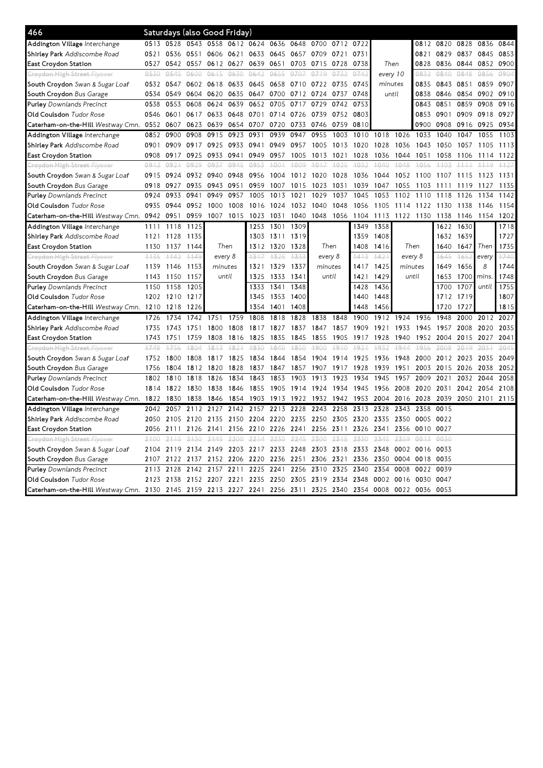## 466 Saturdays (also Good Friday)

| Stop | | | | | | | | | | | | | | | | | | | |
|---|---|---|---|---|---|---|---|---|---|---|---|---|---|---|---|---|---|---|---|
| Addington Village *Interchange* | 0513 | 0528 | 0543 | 0558 | 0612 | 0624 | 0636 | 0648 | 0700 | 0712 | 0722 | | | 0812 | 0820 | 0828 | 0836 | 0844 |
| Shirley Park *Addiscombe Road* | 0521 | 0536 | 0551 | 0606 | 0621 | 0633 | 0645 | 0657 | 0709 | 0721 | 0731 | | | 0821 | 0829 | 0837 | 0845 | 0853 |
| East Croydon Station | 0527 | 0542 | 0557 | 0612 | 0627 | 0639 | 0651 | 0703 | 0715 | 0728 | 0738 | Then | | 0828 | 0836 | 0844 | 0852 | 0900 |
| ~~Croydon High Street *Flyover*~~ | ~~0530~~ | ~~0545~~ | ~~0600~~ | ~~0615~~ | ~~0630~~ | ~~0642~~ | ~~0655~~ | ~~0707~~ | ~~0719~~ | ~~0732~~ | ~~0742~~ | every 10 | | ~~0832~~ | ~~0840~~ | ~~0848~~ | ~~0856~~ | ~~0904~~ |
| South Croydon *Swan & Sugar Loaf* | 0532 | 0547 | 0602 | 0618 | 0633 | 0645 | 0658 | 0710 | 0722 | 0735 | 0745 | minutes | | 0835 | 0843 | 0851 | 0859 | 0907 |
| South Croydon *Bus Garage* | 0534 | 0549 | 0604 | 0620 | 0635 | 0647 | 0700 | 0712 | 0724 | 0737 | 0748 | until | | 0838 | 0846 | 0854 | 0902 | 0910 |
| Purley *Downlands Precinct* | 0538 | 0553 | 0608 | 0624 | 0639 | 0652 | 0705 | 0717 | 0729 | 0742 | 0753 | | | 0843 | 0851 | 0859 | 0908 | 0916 |
| Old Coulsdon *Tudor Rose* | 0546 | 0601 | 0617 | 0633 | 0648 | 0701 | 0714 | 0726 | 0739 | 0752 | 0803 | | | 0853 | 0901 | 0909 | 0918 | 0927 |
| Caterham-on-the-Hill *Westway Cmn.* | 0552 | 0607 | 0623 | 0639 | 0654 | 0707 | 0720 | 0733 | 0746 | 0759 | 0810 | | | 0900 | 0908 | 0916 | 0925 | 0934 |

| Stop | | | | | | | | | | | | | | | | | | |
|---|---|---|---|---|---|---|---|---|---|---|---|---|---|---|---|---|---|---|
| Addington Village *Interchange* | 0852 | 0900 | 0908 | 0915 | 0923 | 0931 | 0939 | 0947 | 0955 | 1003 | 1010 | 1018 | 1026 | 1033 | 1040 | 1047 | 1055 | 1103 |
| Shirley Park *Addiscombe Road* | 0901 | 0909 | 0917 | 0925 | 0933 | 0941 | 0949 | 0957 | 1005 | 1013 | 1020 | 1028 | 1036 | 1043 | 1050 | 1057 | 1105 | 1113 |
| East Croydon Station | 0908 | 0917 | 0925 | 0933 | 0941 | 0949 | 0957 | 1005 | 1013 | 1021 | 1028 | 1036 | 1044 | 1051 | 1058 | 1106 | 1114 | 1122 |
| ~~Croydon High Street *Flyover*~~ | ~~0912~~ | ~~0921~~ | ~~0929~~ | ~~0937~~ | ~~0945~~ | ~~0953~~ | ~~1001~~ | ~~1009~~ | ~~1017~~ | ~~1025~~ | ~~1032~~ | ~~1040~~ | ~~1048~~ | ~~1056~~ | ~~1103~~ | ~~1111~~ | ~~1119~~ | ~~1127~~ |
| South Croydon *Swan & Sugar Loaf* | 0915 | 0924 | 0932 | 0940 | 0948 | 0956 | 1004 | 1012 | 1020 | 1028 | 1036 | 1044 | 1052 | 1100 | 1107 | 1115 | 1123 | 1131 |
| South Croydon *Bus Garage* | 0918 | 0927 | 0935 | 0943 | 0951 | 0959 | 1007 | 1015 | 1023 | 1031 | 1039 | 1047 | 1055 | 1103 | 1111 | 1119 | 1127 | 1135 |
| Purley *Downlands Precinct* | 0924 | 0933 | 0941 | 0949 | 0957 | 1005 | 1013 | 1021 | 1029 | 1037 | 1045 | 1053 | 1102 | 1110 | 1118 | 1126 | 1134 | 1142 |
| Old Coulsdon *Tudor Rose* | 0935 | 0944 | 0952 | 1000 | 1008 | 1016 | 1024 | 1032 | 1040 | 1048 | 1056 | 1105 | 1114 | 1122 | 1130 | 1138 | 1146 | 1154 |
| Caterham-on-the-Hill *Westway Cmn.* | 0942 | 0951 | 0959 | 1007 | 1015 | 1023 | 1031 | 1040 | 1048 | 1056 | 1104 | 1113 | 1122 | 1130 | 1138 | 1146 | 1154 | 1202 |

| Stop | | | | | | | | | | | | | | | | | |
|---|---|---|---|---|---|---|---|---|---|---|---|---|---|---|---|---|---|
| Addington Village *Interchange* | 1111 | 1118 | 1125 | | 1253 | 1301 | 1309 | | 1349 | 1358 | | 1622 | 1630 | | 1718 |
| Shirley Park *Addiscombe Road* | 1121 | 1128 | 1135 | | 1303 | 1311 | 1319 | | 1359 | 1408 | | 1632 | 1639 | | 1727 |
| East Croydon Station | 1130 | 1137 | 1144 | Then | 1312 | 1320 | 1328 | Then | 1408 | 1416 | Then | 1640 | 1647 | Then | 1735 |
| ~~Croydon High Street *Flyover*~~ | ~~1135~~ | ~~1142~~ | ~~1149~~ | every 8 | ~~1317~~ | ~~1325~~ | ~~1333~~ | every 8 | ~~1413~~ | ~~1421~~ | every 8 | ~~1645~~ | ~~1652~~ | every | ~~1740~~ |
| South Croydon *Swan & Sugar Loaf* | 1139 | 1146 | 1153 | minutes | 1321 | 1329 | 1337 | minutes | 1417 | 1425 | minutes | 1649 | 1656 | 8 | 1744 |
| South Croydon *Bus Garage* | 1143 | 1150 | 1157 | until | 1325 | 1333 | 1341 | until | 1421 | 1429 | until | 1653 | 1700 | mins. | 1748 |
| Purley *Downlands Precinct* | 1150 | 1158 | 1205 | | 1333 | 1341 | 1348 | | 1428 | 1436 | | 1700 | 1707 | until | 1755 |
| Old Coulsdon *Tudor Rose* | 1202 | 1210 | 1217 | | 1345 | 1353 | 1400 | | 1440 | 1448 | | 1712 | 1719 | | 1807 |
| Caterham-on-the-Hill *Westway Cmn.* | 1210 | 1218 | 1226 | | 1354 | 1401 | 1408 | | 1448 | 1456 | | 1720 | 1727 | | 1815 |

| Stop | | | | | | | | | | | | | | | | | | |
|---|---|---|---|---|---|---|---|---|---|---|---|---|---|---|---|---|---|---|
| Addington Village *Interchange* | 1726 | 1734 | 1742 | 1751 | 1759 | 1808 | 1818 | 1828 | 1838 | 1848 | 1900 | 1912 | 1924 | 1936 | 1948 | 2000 | 2012 | 2027 |
| Shirley Park *Addiscombe Road* | 1735 | 1743 | 1751 | 1800 | 1808 | 1817 | 1827 | 1837 | 1847 | 1857 | 1909 | 1921 | 1933 | 1945 | 1957 | 2008 | 2020 | 2035 |
| East Croydon Station | 1743 | 1751 | 1759 | 1808 | 1816 | 1825 | 1835 | 1845 | 1855 | 1905 | 1917 | 1928 | 1940 | 1952 | 2004 | 2015 | 2027 | 2041 |
| ~~Croydon High Street *Flyover*~~ | ~~1748~~ | ~~1756~~ | ~~1804~~ | ~~1813~~ | ~~1821~~ | ~~1830~~ | ~~1840~~ | ~~1850~~ | ~~1900~~ | ~~1910~~ | ~~1921~~ | ~~1932~~ | ~~1944~~ | ~~1956~~ | ~~2008~~ | ~~2019~~ | ~~2031~~ | ~~2045~~ |
| South Croydon *Swan & Sugar Loaf* | 1752 | 1800 | 1808 | 1817 | 1825 | 1834 | 1844 | 1854 | 1904 | 1914 | 1925 | 1936 | 1948 | 2000 | 2012 | 2023 | 2035 | 2049 |
| South Croydon *Bus Garage* | 1756 | 1804 | 1812 | 1820 | 1828 | 1837 | 1847 | 1857 | 1907 | 1917 | 1928 | 1939 | 1951 | 2003 | 2015 | 2026 | 2038 | 2052 |
| Purley *Downlands Precinct* | 1802 | 1810 | 1818 | 1826 | 1834 | 1843 | 1853 | 1903 | 1913 | 1923 | 1934 | 1945 | 1957 | 2009 | 2021 | 2032 | 2044 | 2058 |
| Old Coulsdon *Tudor Rose* | 1814 | 1822 | 1830 | 1838 | 1846 | 1855 | 1905 | 1914 | 1924 | 1934 | 1945 | 1956 | 2008 | 2020 | 2031 | 2042 | 2054 | 2108 |
| Caterham-on-the-Hill *Westway Cmn.* | 1822 | 1830 | 1838 | 1846 | 1854 | 1903 | 1913 | 1922 | 1932 | 1942 | 1953 | 2004 | 2016 | 2028 | 2039 | 2050 | 2101 | 2115 |

| Stop | | | | | | | | | | | | | | | |
|---|---|---|---|---|---|---|---|---|---|---|---|---|---|---|---|
| Addington Village *Interchange* | 2042 | 2057 | 2112 | 2127 | 2142 | 2157 | 2213 | 2228 | 2243 | 2258 | 2313 | 2328 | 2343 | 2358 | 0015 |
| Shirley Park *Addiscombe Road* | 2050 | 2105 | 2120 | 2135 | 2150 | 2204 | 2220 | 2235 | 2250 | 2305 | 2320 | 2335 | 2350 | 0005 | 0022 |
| East Croydon Station | 2056 | 2111 | 2126 | 2141 | 2156 | 2210 | 2226 | 2241 | 2256 | 2311 | 2326 | 2341 | 2356 | 0010 | 0027 |
| ~~Croydon High Street *Flyover*~~ | ~~2100~~ | ~~2115~~ | ~~2130~~ | ~~2145~~ | ~~2200~~ | ~~2214~~ | ~~2230~~ | ~~2245~~ | ~~2300~~ | ~~2315~~ | ~~2330~~ | ~~2345~~ | ~~2359~~ | ~~0013~~ | ~~0030~~ |
| South Croydon *Swan & Sugar Loaf* | 2104 | 2119 | 2134 | 2149 | 2203 | 2217 | 2233 | 2248 | 2303 | 2318 | 2333 | 2348 | 0002 | 0016 | 0033 |
| South Croydon *Bus Garage* | 2107 | 2122 | 2137 | 2152 | 2206 | 2220 | 2236 | 2251 | 2306 | 2321 | 2336 | 2350 | 0004 | 0018 | 0035 |
| Purley *Downlands Precinct* | 2113 | 2128 | 2142 | 2157 | 2211 | 2225 | 2241 | 2256 | 2310 | 2325 | 2340 | 2354 | 0008 | 0022 | 0039 |
| Old Coulsdon *Tudor Rose* | 2123 | 2138 | 2152 | 2207 | 2221 | 2235 | 2250 | 2305 | 2319 | 2334 | 2348 | 0002 | 0016 | 0030 | 0047 |
| Caterham-on-the-Hill *Westway Cmn.* | 2130 | 2145 | 2159 | 2213 | 2227 | 2241 | 2256 | 2311 | 2325 | 2340 | 2354 | 0008 | 0022 | 0036 | 0053 |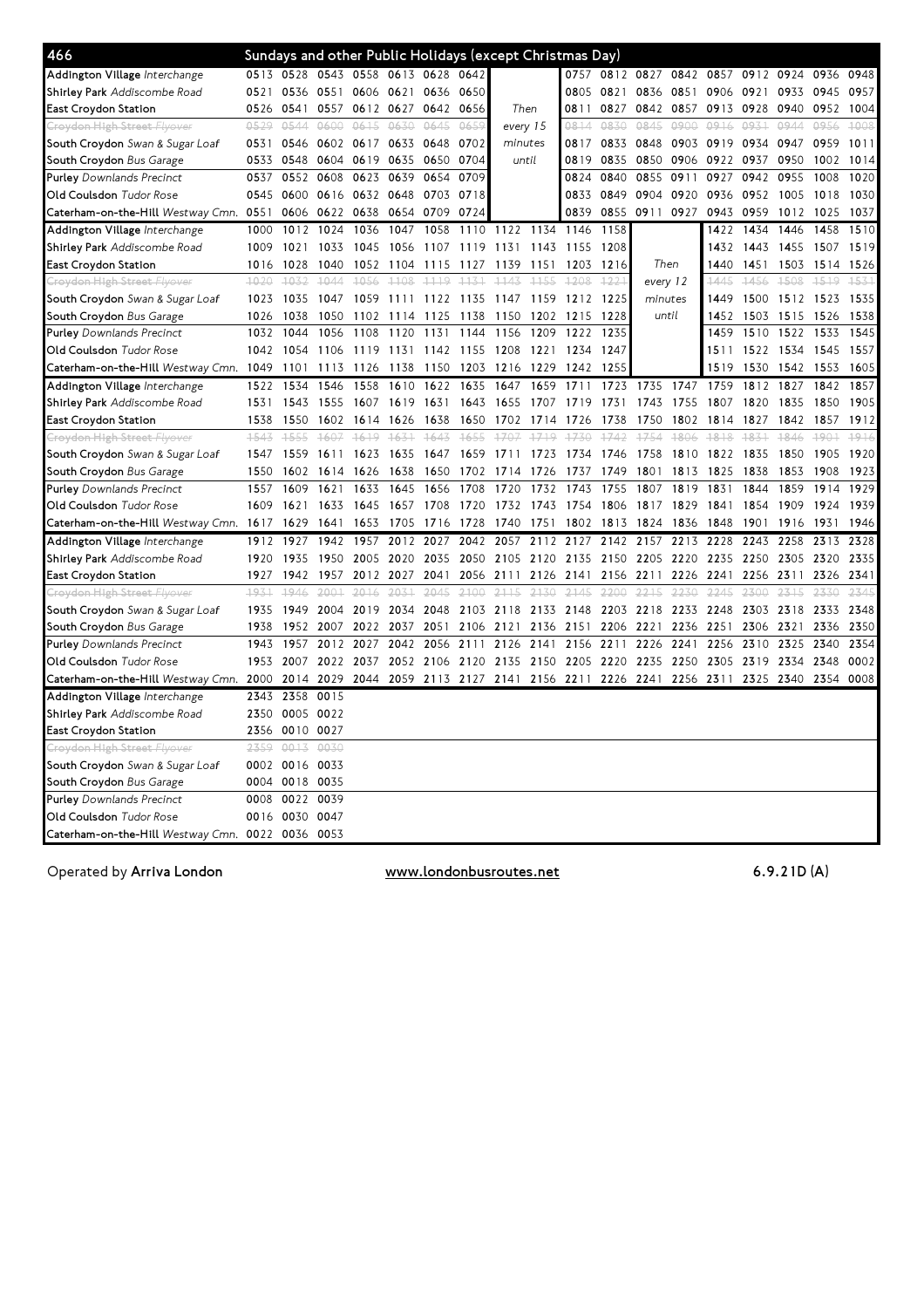| 466 | Sundays and other Public Holidays (except Christmas Day) | | | | | | | | | | | | | | | | | |
|---|---|---|---|---|---|---|---|---|---|---|---|---|---|---|---|---|---|---|
| **Addington Village** *Interchange* | 0513 | 0528 | 0543 | 0558 | 0613 | 0628 | 0642 | | | 0757 | 0812 | 0827 | 0842 | 0857 | 0912 | 0924 | 0936 | 0948 |
| **Shirley Park** *Addiscombe Road* | 0521 | 0536 | 0551 | 0606 | 0621 | 0636 | 0650 | | | 0805 | 0821 | 0836 | 0851 | 0906 | 0921 | 0933 | 0945 | 0957 |
| **East Croydon Station** | 0526 | 0541 | 0557 | 0612 | 0627 | 0642 | 0656 | Then | | 0811 | 0827 | 0842 | 0857 | 0913 | 0928 | 0940 | 0952 | 1004 |
| ~~Croydon High Street *Flyover*~~ | ~~0529~~ | ~~0544~~ | ~~0600~~ | ~~0615~~ | ~~0630~~ | ~~0645~~ | ~~0659~~ | every 15 | | ~~0814~~ | ~~0830~~ | ~~0845~~ | ~~0900~~ | ~~0916~~ | ~~0931~~ | ~~0944~~ | ~~0956~~ | ~~1008~~ |
| **South Croydon** *Swan & Sugar Loaf* | 0531 | 0546 | 0602 | 0617 | 0633 | 0648 | 0702 | minutes | | 0817 | 0833 | 0848 | 0903 | 0919 | 0934 | 0947 | 0959 | 1011 |
| **South Croydon** *Bus Garage* | 0533 | 0548 | 0604 | 0619 | 0635 | 0650 | 0704 | until | | 0819 | 0835 | 0850 | 0906 | 0922 | 0937 | 0950 | 1002 | 1014 |
| **Purley** *Downlands Precinct* | 0537 | 0552 | 0608 | 0623 | 0639 | 0654 | 0709 | | | 0824 | 0840 | 0855 | 0911 | 0927 | 0942 | 0955 | 1008 | 1020 |
| **Old Coulsdon** *Tudor Rose* | 0545 | 0600 | 0616 | 0632 | 0648 | 0703 | 0718 | | | 0833 | 0849 | 0904 | 0920 | 0936 | 0952 | 1005 | 1018 | 1030 |
| **Caterham-on-the-Hill** *Westway Cmn.* | 0551 | 0606 | 0622 | 0638 | 0654 | 0709 | 0724 | | | 0839 | 0855 | 0911 | 0927 | 0943 | 0959 | 1012 | 1025 | 1037 |
| **Addington Village** *Interchange* | 1000 | 1012 | 1024 | 1036 | 1047 | 1058 | 1110 | 1122 | 1134 | 1146 | 1158 | | | 1422 | 1434 | 1446 | 1458 | 1510 |
| **Shirley Park** *Addiscombe Road* | 1009 | 1021 | 1033 | 1045 | 1056 | 1107 | 1119 | 1131 | 1143 | 1155 | 1208 | | | 1432 | 1443 | 1455 | 1507 | 1519 |
| **East Croydon Station** | 1016 | 1028 | 1040 | 1052 | 1104 | 1115 | 1127 | 1139 | 1151 | 1203 | 1216 | Then | | 1440 | 1451 | 1503 | 1514 | 1526 |
| ~~Croydon High Street *Flyover*~~ | ~~1020~~ | ~~1032~~ | ~~1044~~ | ~~1056~~ | ~~1108~~ | ~~1119~~ | ~~1131~~ | ~~1143~~ | ~~1155~~ | ~~1208~~ | ~~1221~~ | every 12 | | ~~1445~~ | ~~1456~~ | ~~1508~~ | ~~1519~~ | ~~1531~~ |
| **South Croydon** *Swan & Sugar Loaf* | 1023 | 1035 | 1047 | 1059 | 1111 | 1122 | 1135 | 1147 | 1159 | 1212 | 1225 | minutes | | 1449 | 1500 | 1512 | 1523 | 1535 |
| **South Croydon** *Bus Garage* | 1026 | 1038 | 1050 | 1102 | 1114 | 1125 | 1138 | 1150 | 1202 | 1215 | 1228 | until | | 1452 | 1503 | 1515 | 1526 | 1538 |
| **Purley** *Downlands Precinct* | 1032 | 1044 | 1056 | 1108 | 1120 | 1131 | 1144 | 1156 | 1209 | 1222 | 1235 | | | 1459 | 1510 | 1522 | 1533 | 1545 |
| **Old Coulsdon** *Tudor Rose* | 1042 | 1054 | 1106 | 1119 | 1131 | 1142 | 1155 | 1208 | 1221 | 1234 | 1247 | | | 1511 | 1522 | 1534 | 1545 | 1557 |
| **Caterham-on-the-Hill** *Westway Cmn.* | 1049 | 1101 | 1113 | 1126 | 1138 | 1150 | 1203 | 1216 | 1229 | 1242 | 1255 | | | 1519 | 1530 | 1542 | 1553 | 1605 |
| **Addington Village** *Interchange* | 1522 | 1534 | 1546 | 1558 | 1610 | 1622 | 1635 | 1647 | 1659 | 1711 | 1723 | 1735 | 1747 | 1759 | 1812 | 1827 | 1842 | 1857 |
| **Shirley Park** *Addiscombe Road* | 1531 | 1543 | 1555 | 1607 | 1619 | 1631 | 1643 | 1655 | 1707 | 1719 | 1731 | 1743 | 1755 | 1807 | 1820 | 1835 | 1850 | 1905 |
| **East Croydon Station** | 1538 | 1550 | 1602 | 1614 | 1626 | 1638 | 1650 | 1702 | 1714 | 1726 | 1738 | 1750 | 1802 | 1814 | 1827 | 1842 | 1857 | 1912 |
| ~~Croydon High Street *Flyover*~~ | ~~1543~~ | ~~1555~~ | ~~1607~~ | ~~1619~~ | ~~1631~~ | ~~1643~~ | ~~1655~~ | ~~1707~~ | ~~1719~~ | ~~1730~~ | ~~1742~~ | ~~1754~~ | ~~1806~~ | ~~1818~~ | ~~1831~~ | ~~1846~~ | ~~1901~~ | ~~1916~~ |
| **South Croydon** *Swan & Sugar Loaf* | 1547 | 1559 | 1611 | 1623 | 1635 | 1647 | 1659 | 1711 | 1723 | 1734 | 1746 | 1758 | 1810 | 1822 | 1835 | 1850 | 1905 | 1920 |
| **South Croydon** *Bus Garage* | 1550 | 1602 | 1614 | 1626 | 1638 | 1650 | 1702 | 1714 | 1726 | 1737 | 1749 | 1801 | 1813 | 1825 | 1838 | 1853 | 1908 | 1923 |
| **Purley** *Downlands Precinct* | 1557 | 1609 | 1621 | 1633 | 1645 | 1656 | 1708 | 1720 | 1732 | 1743 | 1755 | 1807 | 1819 | 1831 | 1844 | 1859 | 1914 | 1929 |
| **Old Coulsdon** *Tudor Rose* | 1609 | 1621 | 1633 | 1645 | 1657 | 1708 | 1720 | 1732 | 1743 | 1754 | 1806 | 1817 | 1829 | 1841 | 1854 | 1909 | 1924 | 1939 |
| **Caterham-on-the-Hill** *Westway Cmn.* | 1617 | 1629 | 1641 | 1653 | 1705 | 1716 | 1728 | 1740 | 1751 | 1802 | 1813 | 1824 | 1836 | 1848 | 1901 | 1916 | 1931 | 1946 |
| **Addington Village** *Interchange* | 1912 | 1927 | 1942 | 1957 | 2012 | 2027 | 2042 | 2057 | 2112 | 2127 | 2142 | 2157 | 2213 | 2228 | 2243 | 2258 | 2313 | 2328 |
| **Shirley Park** *Addiscombe Road* | 1920 | 1935 | 1950 | 2005 | 2020 | 2035 | 2050 | 2105 | 2120 | 2135 | 2150 | 2205 | 2220 | 2235 | 2250 | 2305 | 2320 | 2335 |
| **East Croydon Station** | 1927 | 1942 | 1957 | 2012 | 2027 | 2041 | 2056 | 2111 | 2126 | 2141 | 2156 | 2211 | 2226 | 2241 | 2256 | 2311 | 2326 | 2341 |
| ~~Croydon High Street *Flyover*~~ | ~~1931~~ | ~~1946~~ | ~~2001~~ | ~~2016~~ | ~~2031~~ | ~~2045~~ | ~~2100~~ | ~~2115~~ | ~~2130~~ | ~~2145~~ | ~~2200~~ | ~~2215~~ | ~~2230~~ | ~~2245~~ | ~~2300~~ | ~~2315~~ | ~~2330~~ | ~~2345~~ |
| **South Croydon** *Swan & Sugar Loaf* | 1935 | 1949 | 2004 | 2019 | 2034 | 2048 | 2103 | 2118 | 2133 | 2148 | 2203 | 2218 | 2233 | 2248 | 2303 | 2318 | 2333 | 2348 |
| **South Croydon** *Bus Garage* | 1938 | 1952 | 2007 | 2022 | 2037 | 2051 | 2106 | 2121 | 2136 | 2151 | 2206 | 2221 | 2236 | 2251 | 2306 | 2321 | 2336 | 2350 |
| **Purley** *Downlands Precinct* | 1943 | 1957 | 2012 | 2027 | 2042 | 2056 | 2111 | 2126 | 2141 | 2156 | 2211 | 2226 | 2241 | 2256 | 2310 | 2325 | 2340 | 2354 |
| **Old Coulsdon** *Tudor Rose* | 1953 | 2007 | 2022 | 2037 | 2052 | 2106 | 2120 | 2135 | 2150 | 2205 | 2220 | 2235 | 2250 | 2305 | 2319 | 2334 | 2348 | 0002 |
| **Caterham-on-the-Hill** *Westway Cmn.* | 2000 | 2014 | 2029 | 2044 | 2059 | 2113 | 2127 | 2141 | 2156 | 2211 | 2226 | 2241 | 2256 | 2311 | 2325 | 2340 | 2354 | 0008 |
| **Addington Village** *Interchange* | 2343 | 2358 | 0015 | | | | | | | | | | | | | | | |
| **Shirley Park** *Addiscombe Road* | 2350 | 0005 | 0022 | | | | | | | | | | | | | | | |
| **East Croydon Station** | 2356 | 0010 | 0027 | | | | | | | | | | | | | | | |
| ~~Croydon High Street *Flyover*~~ | ~~2359~~ | ~~0013~~ | ~~0030~~ | | | | | | | | | | | | | | | |
| **South Croydon** *Swan & Sugar Loaf* | 0002 | 0016 | 0033 | | | | | | | | | | | | | | | |
| **South Croydon** *Bus Garage* | 0004 | 0018 | 0035 | | | | | | | | | | | | | | | |
| **Purley** *Downlands Precinct* | 0008 | 0022 | 0039 | | | | | | | | | | | | | | | |
| **Old Coulsdon** *Tudor Rose* | 0016 | 0030 | 0047 | | | | | | | | | | | | | | | |
| **Caterham-on-the-Hill** *Westway Cmn.* | 0022 | 0036 | 0053 | | | | | | | | | | | | | | | |

Operated by **Arriva London**    www.londonbusroutes.net    6.9.21D (A)